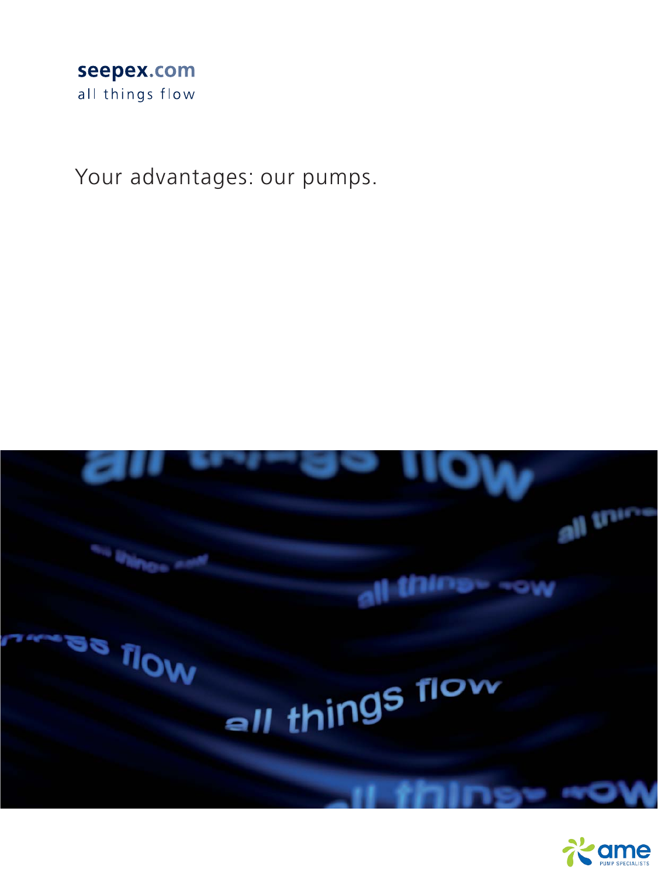seepex.com
all things flow

# Your advantages: our pumps.

ame PUMP SPECIALISTS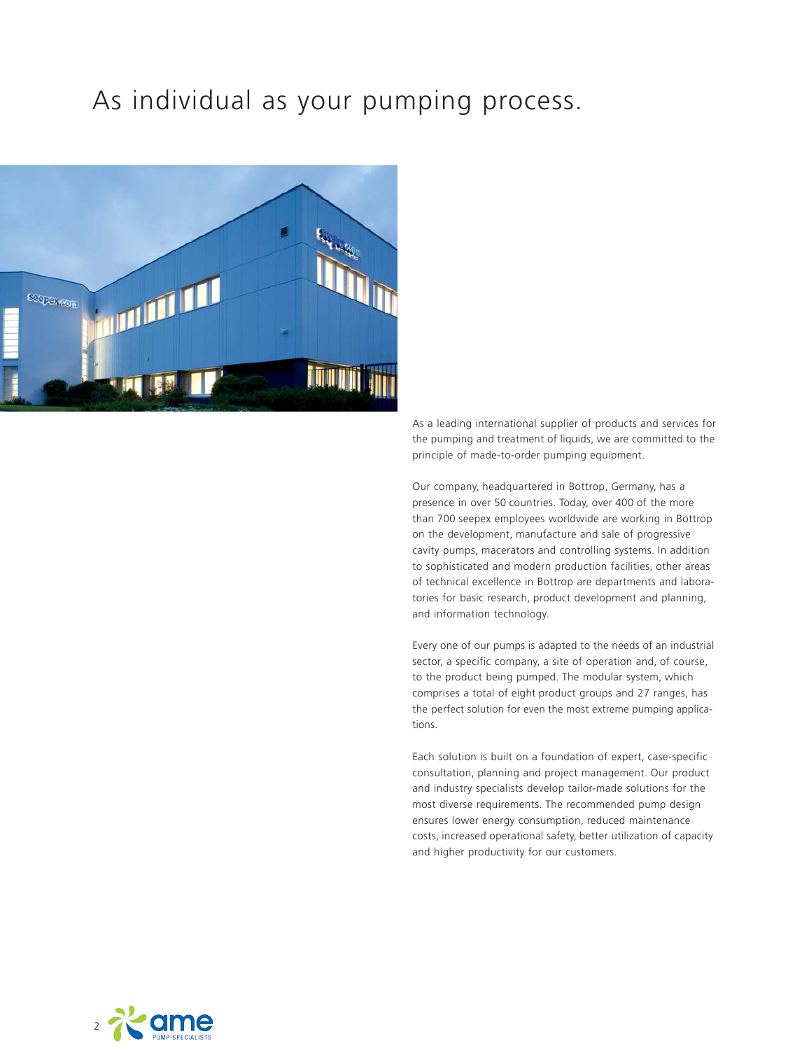# As individual as your pumping process.

As a leading international supplier of products and services for the pumping and treatment of liquids, we are committed to the principle of made-to-order pumping equipment.

Our company, headquartered in Bottrop, Germany, has a presence in over 50 countries. Today, over 400 of the more than 700 seepex employees worldwide are working in Bottrop on the development, manufacture and sale of progressive cavity pumps, macerators and controlling systems. In addition to sophisticated and modern production facilities, other areas of technical excellence in Bottrop are departments and laboratories for basic research, product development and planning, and information technology.

Every one of our pumps is adapted to the needs of an industrial sector, a specific company, a site of operation and, of course, to the product being pumped. The modular system, which comprises a total of eight product groups and 27 ranges, has the perfect solution for even the most extreme pumping applications.

Each solution is built on a foundation of expert, case-specific consultation, planning and project management. Our product and industry specialists develop tailor-made solutions for the most diverse requirements. The recommended pump design ensures lower energy consumption, reduced maintenance costs, increased operational safety, better utilization of capacity and higher productivity for our customers.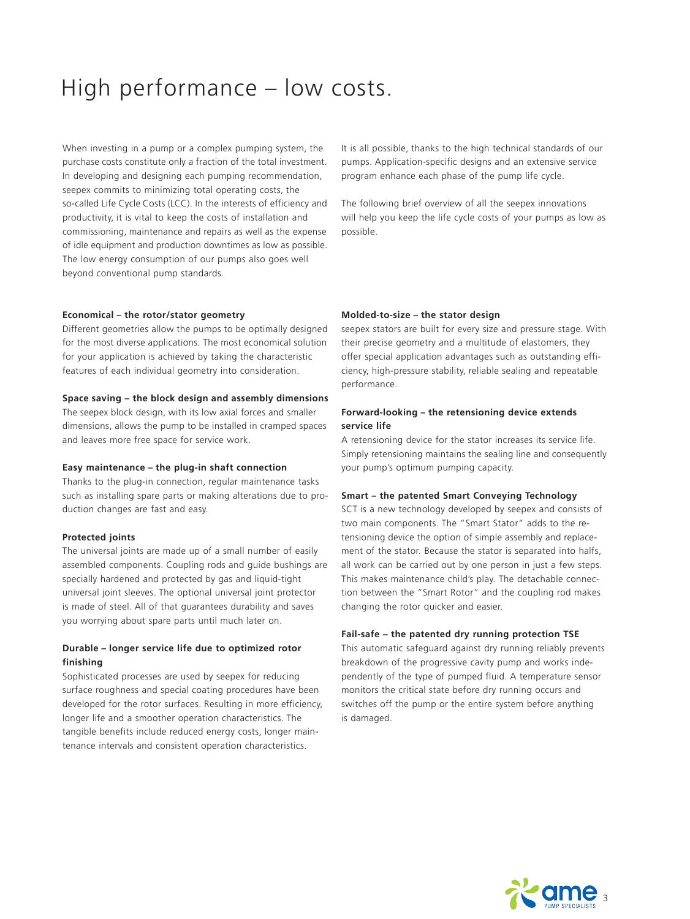# High performance – low costs.

When investing in a pump or a complex pumping system, the purchase costs constitute only a fraction of the total investment. In developing and designing each pumping recommendation, seepex commits to minimizing total operating costs, the so-called Life Cycle Costs (LCC). In the interests of efficiency and productivity, it is vital to keep the costs of installation and commissioning, maintenance and repairs as well as the expense of idle equipment and production downtimes as low as possible. The low energy consumption of our pumps also goes well beyond conventional pump standards.

It is all possible, thanks to the high technical standards of our pumps. Application-specific designs and an extensive service program enhance each phase of the pump life cycle.

The following brief overview of all the seepex innovations will help you keep the life cycle costs of your pumps as low as possible.

**Economical – the rotor/stator geometry**

Different geometries allow the pumps to be optimally designed for the most diverse applications. The most economical solution for your application is achieved by taking the characteristic features of each individual geometry into consideration.

**Space saving – the block design and assembly dimensions**

The seepex block design, with its low axial forces and smaller dimensions, allows the pump to be installed in cramped spaces and leaves more free space for service work.

**Easy maintenance – the plug-in shaft connection**

Thanks to the plug-in connection, regular maintenance tasks such as installing spare parts or making alterations due to production changes are fast and easy.

**Protected joints**

The universal joints are made up of a small number of easily assembled components. Coupling rods and guide bushings are specially hardened and protected by gas and liquid-tight universal joint sleeves. The optional universal joint protector is made of steel. All of that guarantees durability and saves you worrying about spare parts until much later on.

**Durable – longer service life due to optimized rotor finishing**

Sophisticated processes are used by seepex for reducing surface roughness and special coating procedures have been developed for the rotor surfaces. Resulting in more efficiency, longer life and a smoother operation characteristics. The tangible benefits include reduced energy costs, longer maintenance intervals and consistent operation characteristics.

**Molded-to-size – the stator design**

seepex stators are built for every size and pressure stage. With their precise geometry and a multitude of elastomers, they offer special application advantages such as outstanding efficiency, high-pressure stability, reliable sealing and repeatable performance.

**Forward-looking – the retensioning device extends service life**

A retensioning device for the stator increases its service life. Simply retensioning maintains the sealing line and consequently your pump's optimum pumping capacity.

**Smart – the patented Smart Conveying Technology**

SCT is a new technology developed by seepex and consists of two main components. The "Smart Stator" adds to the retensioning device the option of simple assembly and replacement of the stator. Because the stator is separated into halfs, all work can be carried out by one person in just a few steps. This makes maintenance child's play. The detachable connection between the "Smart Rotor" and the coupling rod makes changing the rotor quicker and easier.

**Fail-safe – the patented dry running protection TSE**

This automatic safeguard against dry running reliably prevents breakdown of the progressive cavity pump and works independently of the type of pumped fluid. A temperature sensor monitors the critical state before dry running occurs and switches off the pump or the entire system before anything is damaged.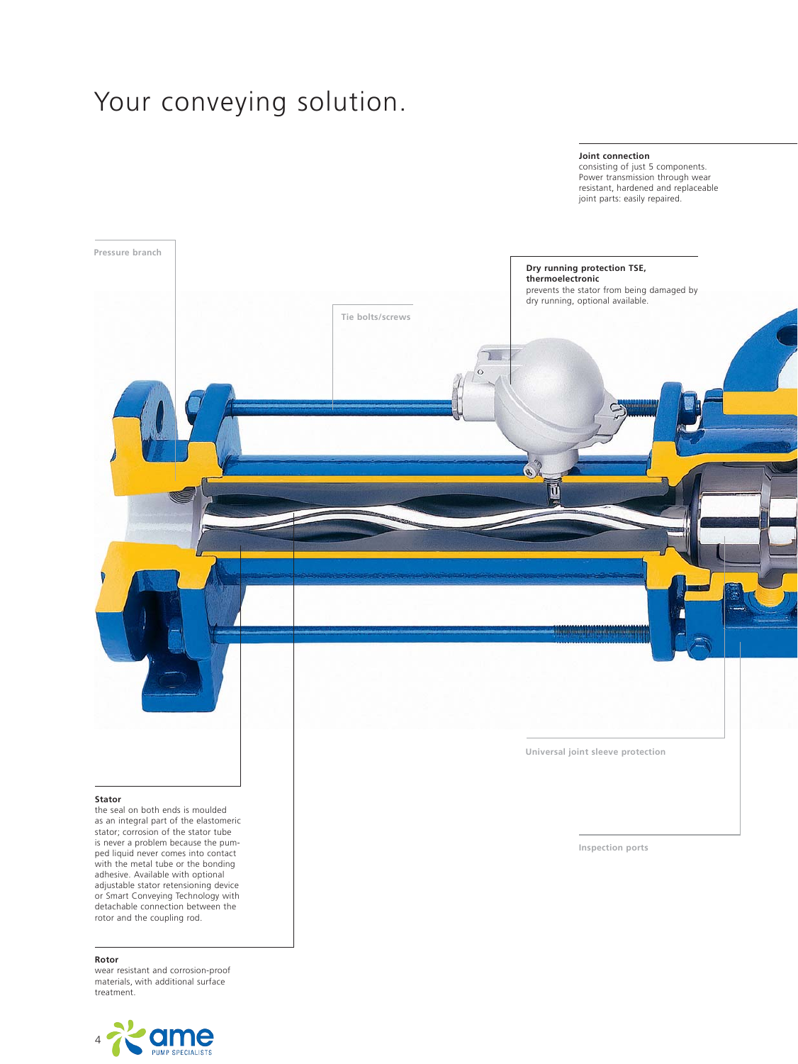# Your conveying solution.

**Joint connection**
consisting of just 5 components. Power transmission through wear resistant, hardened and replaceable joint parts: easily repaired.

Pressure branch

**Dry running protection TSE, thermoelectronic**
prevents the stator from being damaged by dry running, optional available.

Tie bolts/screws

Universal joint sleeve protection

**Stator**
the seal on both ends is moulded as an integral part of the elastomeric stator; corrosion of the stator tube is never a problem because the pumped liquid never comes into contact with the metal tube or the bonding adhesive. Available with optional adjustable stator retensioning device or Smart Conveying Technology with detachable connection between the rotor and the coupling rod.

Inspection ports

**Rotor**
wear resistant and corrosion-proof materials, with additional surface treatment.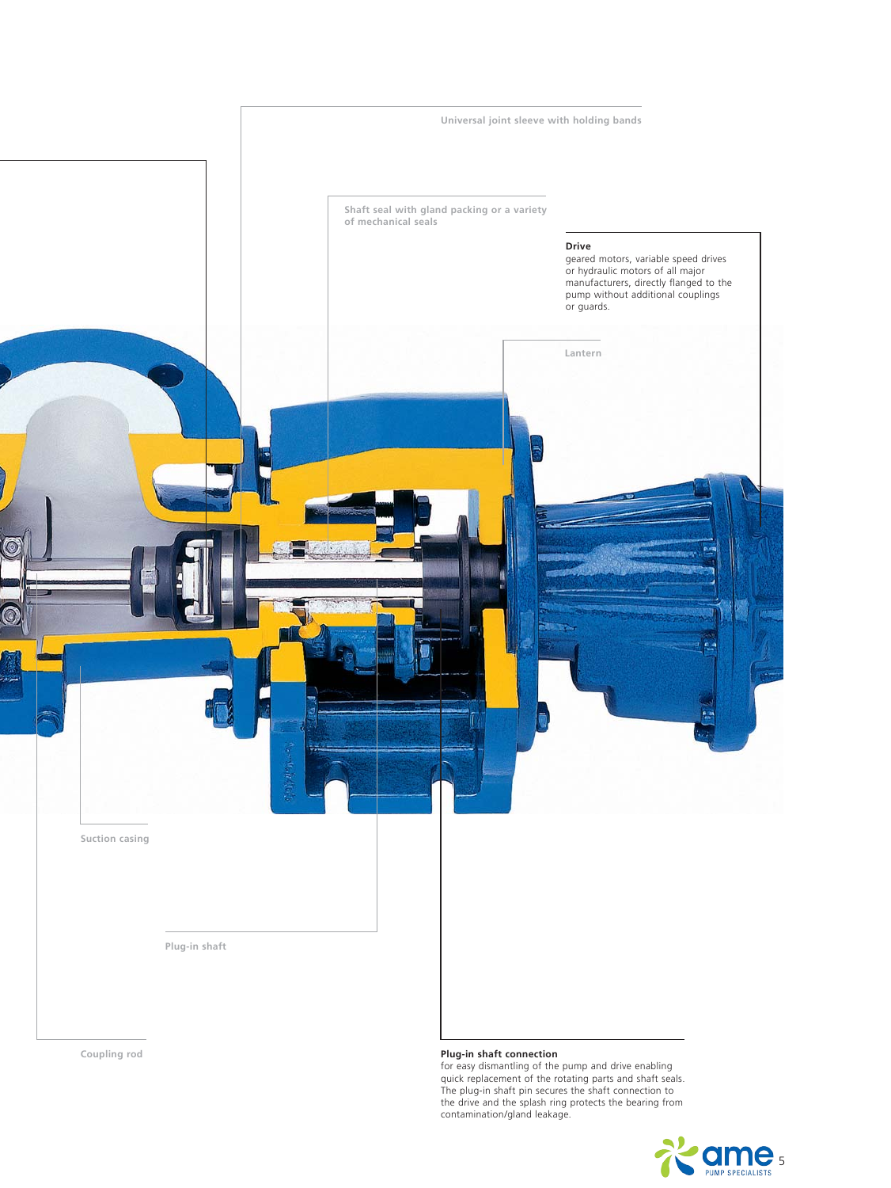Universal joint sleeve with holding bands

Shaft seal with gland packing or a variety of mechanical seals

**Drive**
geared motors, variable speed drives or hydraulic motors of all major manufacturers, directly flanged to the pump without additional couplings or guards.

Lantern

Suction casing

Plug-in shaft

Coupling rod

**Plug-in shaft connection**
for easy dismantling of the pump and drive enabling quick replacement of the rotating parts and shaft seals. The plug-in shaft pin secures the shaft connection to the drive and the splash ring protects the bearing from contamination/gland leakage.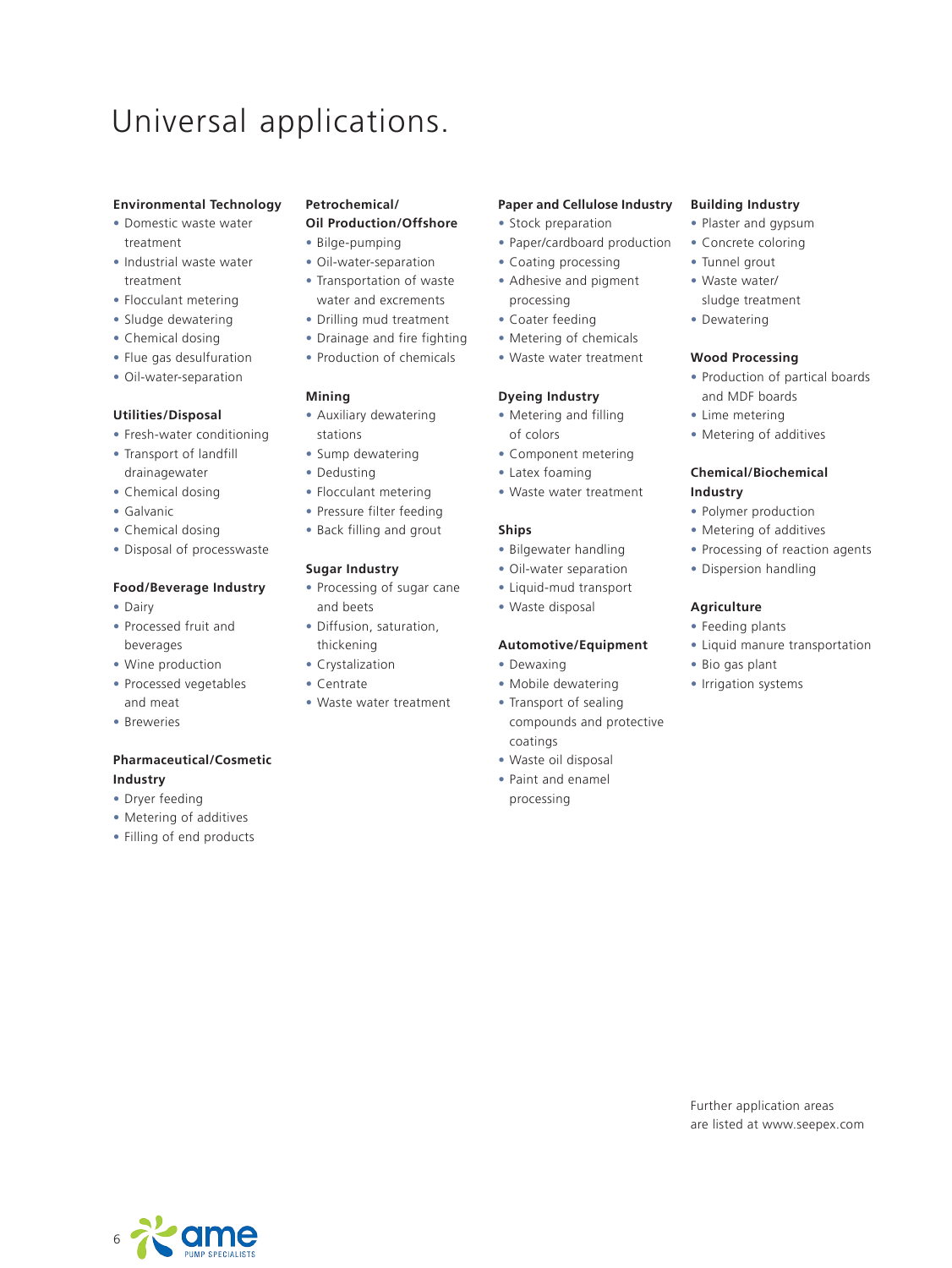# Universal applications.

### Environmental Technology

- Domestic waste water treatment
- Industrial waste water treatment
- Flocculant metering
- Sludge dewatering
- Chemical dosing
- Flue gas desulfuration
- Oil-water-separation

### Utilities/Disposal

- Fresh-water conditioning
- Transport of landfill drainagewater
- Chemical dosing
- Galvanic
- Chemical dosing
- Disposal of processwaste

### Food/Beverage Industry

- Dairy
- Processed fruit and beverages
- Wine production
- Processed vegetables and meat
- Breweries

### Pharmaceutical/Cosmetic Industry

- Dryer feeding
- Metering of additives
- Filling of end products

### Petrochemical/ Oil Production/Offshore

- Bilge-pumping
- Oil-water-separation
- Transportation of waste water and excrements
- Drilling mud treatment
- Drainage and fire fighting
- Production of chemicals

### Mining

- Auxiliary dewatering stations
- Sump dewatering
- Dedusting
- Flocculant metering
- Pressure filter feeding
- Back filling and grout

### Sugar Industry

- Processing of sugar cane and beets
- Diffusion, saturation, thickening
- Crystalization
- Centrate
- Waste water treatment

### Paper and Cellulose Industry

- Stock preparation
- Paper/cardboard production
- Coating processing
- Adhesive and pigment processing
- Coater feeding
- Metering of chemicals
- Waste water treatment

### Dyeing Industry

- Metering and filling of colors
- Component metering
- Latex foaming
- Waste water treatment

### Ships

- Bilgewater handling
- Oil-water separation
- Liquid-mud transport
- Waste disposal

### Automotive/Equipment

- Dewaxing
- Mobile dewatering
- Transport of sealing compounds and protective coatings
- Waste oil disposal
- Paint and enamel processing

### Building Industry

- Plaster and gypsum
- Concrete coloring
- Tunnel grout
- Waste water/ sludge treatment
- Dewatering

### Wood Processing

- Production of partical boards and MDF boards
- Lime metering
- Metering of additives

### Chemical/Biochemical Industry

- Polymer production
- Metering of additives
- Processing of reaction agents
- Dispersion handling

### Agriculture

- Feeding plants
- Liquid manure transportation
- Bio gas plant
- Irrigation systems

Further application areas are listed at www.seepex.com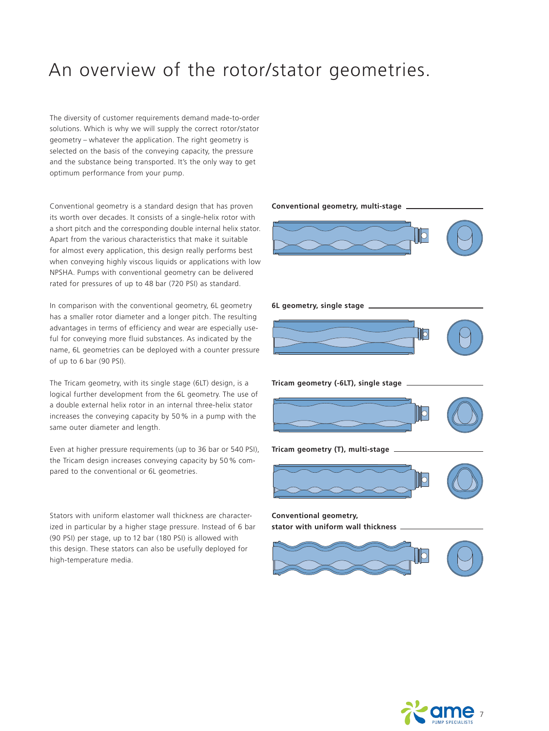# An overview of the rotor/stator geometries.

The diversity of customer requirements demand made-to-order solutions. Which is why we will supply the correct rotor/stator geometry – whatever the application. The right geometry is selected on the basis of the conveying capacity, the pressure and the substance being transported. It's the only way to get optimum performance from your pump.

Conventional geometry is a standard design that has proven its worth over decades. It consists of a single-helix rotor with a short pitch and the corresponding double internal helix stator. Apart from the various characteristics that make it suitable for almost every application, this design really performs best when conveying highly viscous liquids or applications with low NPSHA. Pumps with conventional geometry can be delivered rated for pressures of up to 48 bar (720 PSI) as standard.

In comparison with the conventional geometry, 6L geometry has a smaller rotor diameter and a longer pitch. The resulting advantages in terms of efficiency and wear are especially useful for conveying more fluid substances. As indicated by the name, 6L geometries can be deployed with a counter pressure of up to 6 bar (90 PSI).

The Tricam geometry, with its single stage (6LT) design, is a logical further development from the 6L geometry. The use of a double external helix rotor in an internal three-helix stator increases the conveying capacity by 50 % in a pump with the same outer diameter and length.

Even at higher pressure requirements (up to 36 bar or 540 PSI), the Tricam design increases conveying capacity by 50 % compared to the conventional or 6L geometries.

Stators with uniform elastomer wall thickness are characterized in particular by a higher stage pressure. Instead of 6 bar (90 PSI) per stage, up to 12 bar (180 PSI) is allowed with this design. These stators can also be usefully deployed for high-temperature media.

**Conventional geometry, multi-stage**

**6L geometry, single stage**

**Tricam geometry (-6LT), single stage**

**Tricam geometry (T), multi-stage**

**Conventional geometry, stator with uniform wall thickness**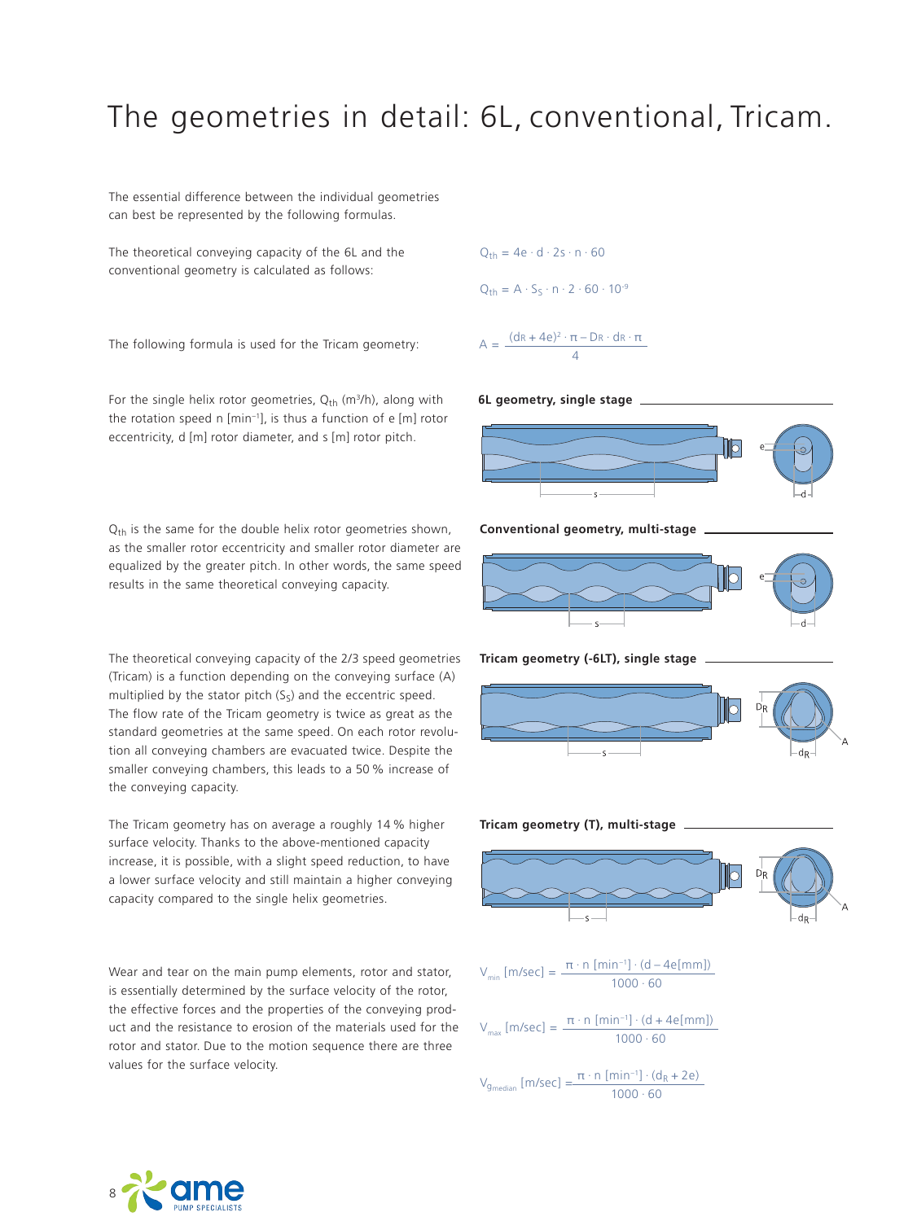# The geometries in detail: 6L, conventional, Tricam.

The essential difference between the individual geometries can best be represented by the following formulas.

The theoretical conveying capacity of the 6L and the conventional geometry is calculated as follows:

$$Q_{th} = 4e \cdot d \cdot 2s \cdot n \cdot 60$$

The following formula is used for the Tricam geometry:

$$Q_{th} = A \cdot S_S \cdot n \cdot 2 \cdot 60 \cdot 10^{-9}$$

$$A = \frac{(d_R + 4e)^2 \cdot \pi - D_R \cdot d_R \cdot \pi}{4}$$

For the single helix rotor geometries, $Q_{th}$ (m³/h), along with the rotation speed n [min⁻¹], is thus a function of e [m] rotor eccentricity, d [m] rotor diameter, and s [m] rotor pitch.

**6L geometry, single stage**

$Q_{th}$ is the same for the double helix rotor geometries shown, as the smaller rotor eccentricity and smaller rotor diameter are equalized by the greater pitch. In other words, the same speed results in the same theoretical conveying capacity.

**Conventional geometry, multi-stage**

The theoretical conveying capacity of the 2/3 speed geometries (Tricam) is a function depending on the conveying surface (A) multiplied by the stator pitch ($S_S$) and the eccentric speed. The flow rate of the Tricam geometry is twice as great as the standard geometries at the same speed. On each rotor revolution all conveying chambers are evacuated twice. Despite the smaller conveying chambers, this leads to a 50 % increase of the conveying capacity.

**Tricam geometry (-6LT), single stage**

The Tricam geometry has on average a roughly 14 % higher surface velocity. Thanks to the above-mentioned capacity increase, it is possible, with a slight speed reduction, to have a lower surface velocity and still maintain a higher conveying capacity compared to the single helix geometries.

**Tricam geometry (T), multi-stage**

Wear and tear on the main pump elements, rotor and stator, is essentially determined by the surface velocity of the rotor, the effective forces and the properties of the conveying product and the resistance to erosion of the materials used for the rotor and stator. Due to the motion sequence there are three values for the surface velocity.

$$V_{min}\,[\text{m/sec}] = \frac{\pi \cdot n\,[\text{min}^{-1}] \cdot (d - 4e[\text{mm}])}{1000 \cdot 60}$$

$$V_{max}\,[\text{m/sec}] = \frac{\pi \cdot n\,[\text{min}^{-1}] \cdot (d + 4e[\text{mm}])}{1000 \cdot 60}$$

$$V_{g_{median}}\,[\text{m/sec}] = \frac{\pi \cdot n\,[\text{min}^{-1}] \cdot (d_R + 2e)}{1000 \cdot 60}$$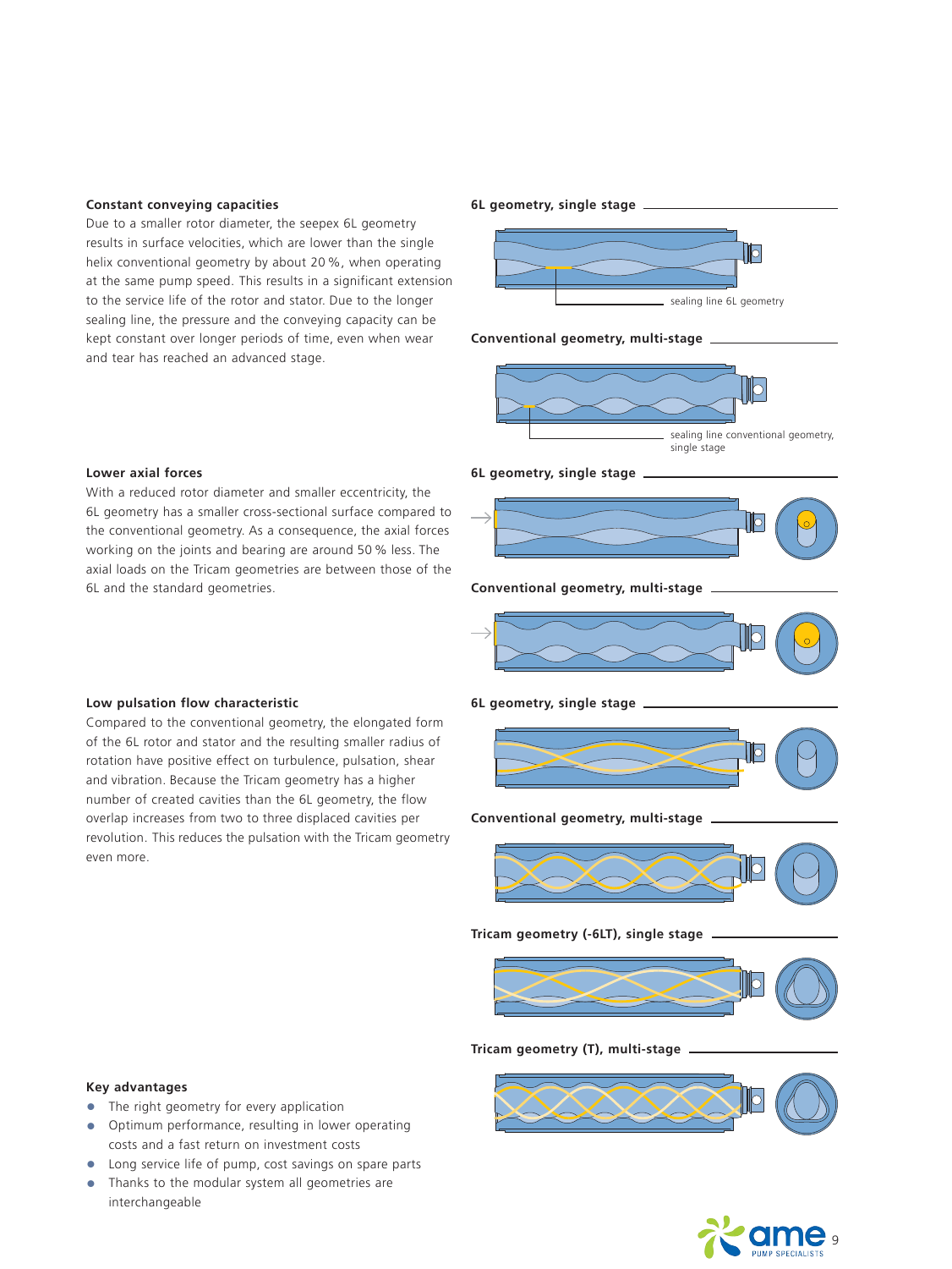### Constant conveying capacities

Due to a smaller rotor diameter, the seepex 6L geometry results in surface velocities, which are lower than the single helix conventional geometry by about 20 %, when operating at the same pump speed. This results in a significant extension to the service life of the rotor and stator. Due to the longer sealing line, the pressure and the conveying capacity can be kept constant over longer periods of time, even when wear and tear has reached an advanced stage.

**6L geometry, single stage**

sealing line 6L geometry

**Conventional geometry, multi-stage**

sealing line conventional geometry, single stage

### Lower axial forces

With a reduced rotor diameter and smaller eccentricity, the 6L geometry has a smaller cross-sectional surface compared to the conventional geometry. As a consequence, the axial forces working on the joints and bearing are around 50 % less. The axial loads on the Tricam geometries are between those of the 6L and the standard geometries.

**6L geometry, single stage**

**Conventional geometry, multi-stage**

### Low pulsation flow characteristic

Compared to the conventional geometry, the elongated form of the 6L rotor and stator and the resulting smaller radius of rotation have positive effect on turbulence, pulsation, shear and vibration. Because the Tricam geometry has a higher number of created cavities than the 6L geometry, the flow overlap increases from two to three displaced cavities per revolution. This reduces the pulsation with the Tricam geometry even more.

**6L geometry, single stage**

**Conventional geometry, multi-stage**

**Tricam geometry (-6LT), single stage**

**Tricam geometry (T), multi-stage**

### Key advantages

- The right geometry for every application
- Optimum performance, resulting in lower operating costs and a fast return on investment costs
- Long service life of pump, cost savings on spare parts
- Thanks to the modular system all geometries are interchangeable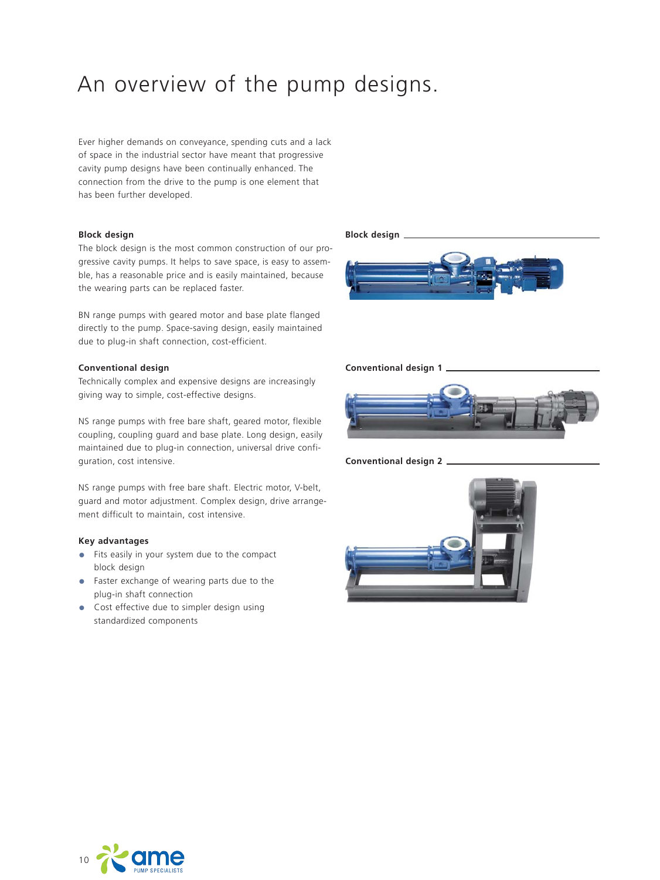# An overview of the pump designs.

Ever higher demands on conveyance, spending cuts and a lack of space in the industrial sector have meant that progressive cavity pump designs have been continually enhanced. The connection from the drive to the pump is one element that has been further developed.

### Block design

The block design is the most common construction of our progressive cavity pumps. It helps to save space, is easy to assemble, has a reasonable price and is easily maintained, because the wearing parts can be replaced faster.

BN range pumps with geared motor and base plate flanged directly to the pump. Space-saving design, easily maintained due to plug-in shaft connection, cost-efficient.

### Conventional design

Technically complex and expensive designs are increasingly giving way to simple, cost-effective designs.

NS range pumps with free bare shaft, geared motor, flexible coupling, coupling guard and base plate. Long design, easily maintained due to plug-in connection, universal drive configuration, cost intensive.

NS range pumps with free bare shaft. Electric motor, V-belt, guard and motor adjustment. Complex design, drive arrangement difficult to maintain, cost intensive.

### Key advantages

- Fits easily in your system due to the compact block design
- Faster exchange of wearing parts due to the plug-in shaft connection
- Cost effective due to simpler design using standardized components

**Block design**

**Conventional design 1**

**Conventional design 2**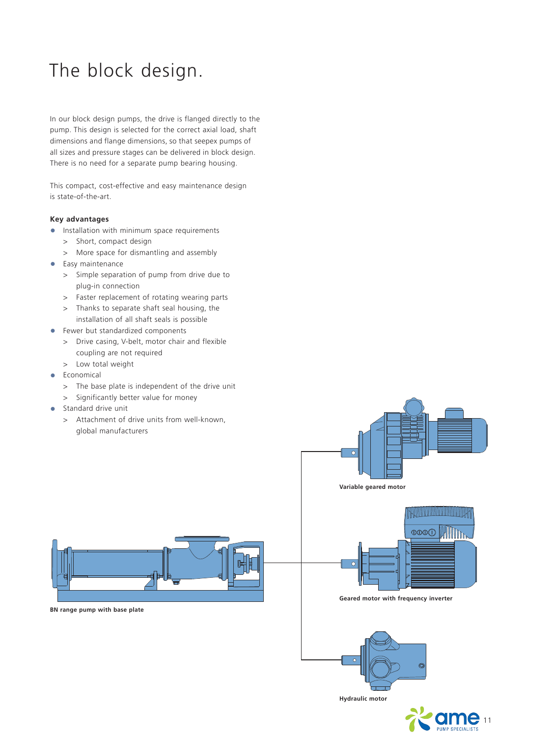# The block design.

In our block design pumps, the drive is flanged directly to the pump. This design is selected for the correct axial load, shaft dimensions and flange dimensions, so that seepex pumps of all sizes and pressure stages can be delivered in block design. There is no need for a separate pump bearing housing.

This compact, cost-effective and easy maintenance design is state-of-the-art.

**Key advantages**

- Installation with minimum space requirements
  - > Short, compact design
  - > More space for dismantling and assembly
- Easy maintenance
  - > Simple separation of pump from drive due to plug-in connection
  - > Faster replacement of rotating wearing parts
  - > Thanks to separate shaft seal housing, the installation of all shaft seals is possible
- Fewer but standardized components
  - > Drive casing, V-belt, motor chair and flexible coupling are not required
  - > Low total weight
- Economical
  - > The base plate is independent of the drive unit
  - > Significantly better value for money
- Standard drive unit
  - > Attachment of drive units from well-known, global manufacturers

**Variable geared motor**

**Geared motor with frequency inverter**

**BN range pump with base plate**

**Hydraulic motor**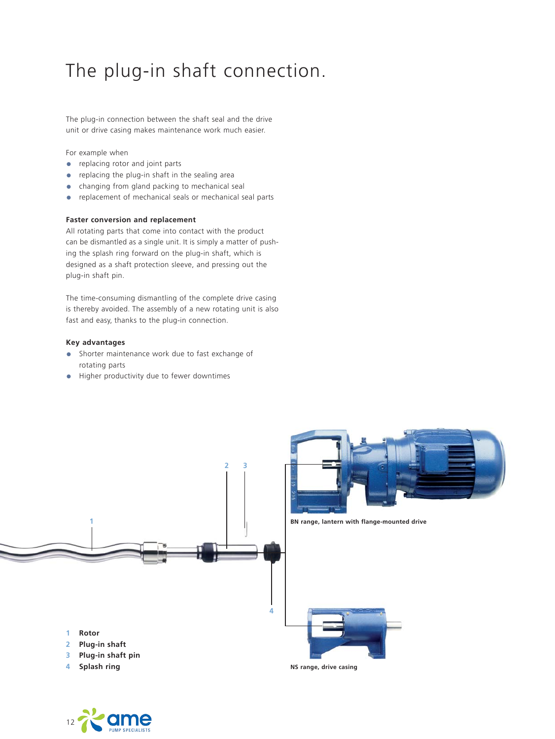# The plug-in shaft connection.

The plug-in connection between the shaft seal and the drive unit or drive casing makes maintenance work much easier.

For example when

- replacing rotor and joint parts
- replacing the plug-in shaft in the sealing area
- changing from gland packing to mechanical seal
- replacement of mechanical seals or mechanical seal parts

**Faster conversion and replacement**

All rotating parts that come into contact with the product can be dismantled as a single unit. It is simply a matter of pushing the splash ring forward on the plug-in shaft, which is designed as a shaft protection sleeve, and pressing out the plug-in shaft pin.

The time-consuming dismantling of the complete drive casing is thereby avoided. The assembly of a new rotating unit is also fast and easy, thanks to the plug-in connection.

**Key advantages**

- Shorter maintenance work due to fast exchange of rotating parts
- Higher productivity due to fewer downtimes

**BN range, lantern with flange-mounted drive**

1. **Rotor**
2. **Plug-in shaft**
3. **Plug-in shaft pin**
4. **Splash ring**

**NS range, drive casing**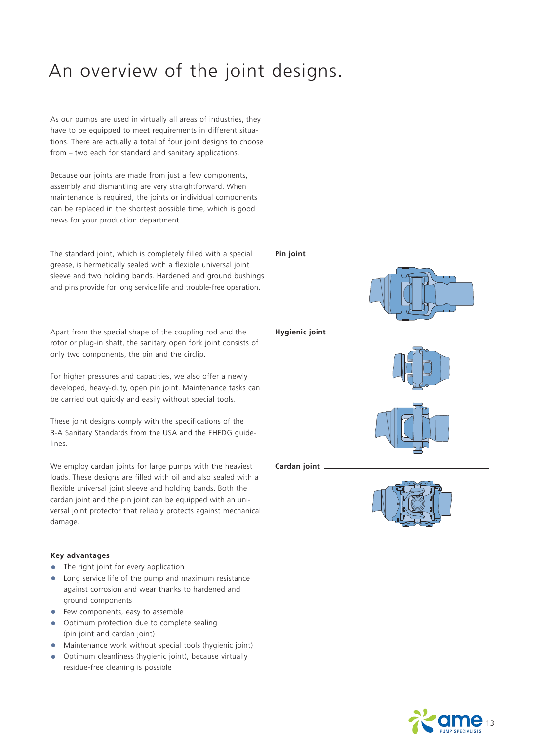# An overview of the joint designs.

As our pumps are used in virtually all areas of industries, they have to be equipped to meet requirements in different situations. There are actually a total of four joint designs to choose from – two each for standard and sanitary applications.

Because our joints are made from just a few components, assembly and dismantling are very straightforward. When maintenance is required, the joints or individual components can be replaced in the shortest possible time, which is good news for your production department.

**Pin joint**

The standard joint, which is completely filled with a special grease, is hermetically sealed with a flexible universal joint sleeve and two holding bands. Hardened and ground bushings and pins provide for long service life and trouble-free operation.

**Hygienic joint**

Apart from the special shape of the coupling rod and the rotor or plug-in shaft, the sanitary open fork joint consists of only two components, the pin and the circlip.

For higher pressures and capacities, we also offer a newly developed, heavy-duty, open pin joint. Maintenance tasks can be carried out quickly and easily without special tools.

These joint designs comply with the specifications of the 3-A Sanitary Standards from the USA and the EHEDG guidelines.

**Cardan joint**

We employ cardan joints for large pumps with the heaviest loads. These designs are filled with oil and also sealed with a flexible universal joint sleeve and holding bands. Both the cardan joint and the pin joint can be equipped with an universal joint protector that reliably protects against mechanical damage.

**Key advantages**

- The right joint for every application
- Long service life of the pump and maximum resistance against corrosion and wear thanks to hardened and ground components
- Few components, easy to assemble
- Optimum protection due to complete sealing (pin joint and cardan joint)
- Maintenance work without special tools (hygienic joint)
- Optimum cleanliness (hygienic joint), because virtually residue-free cleaning is possible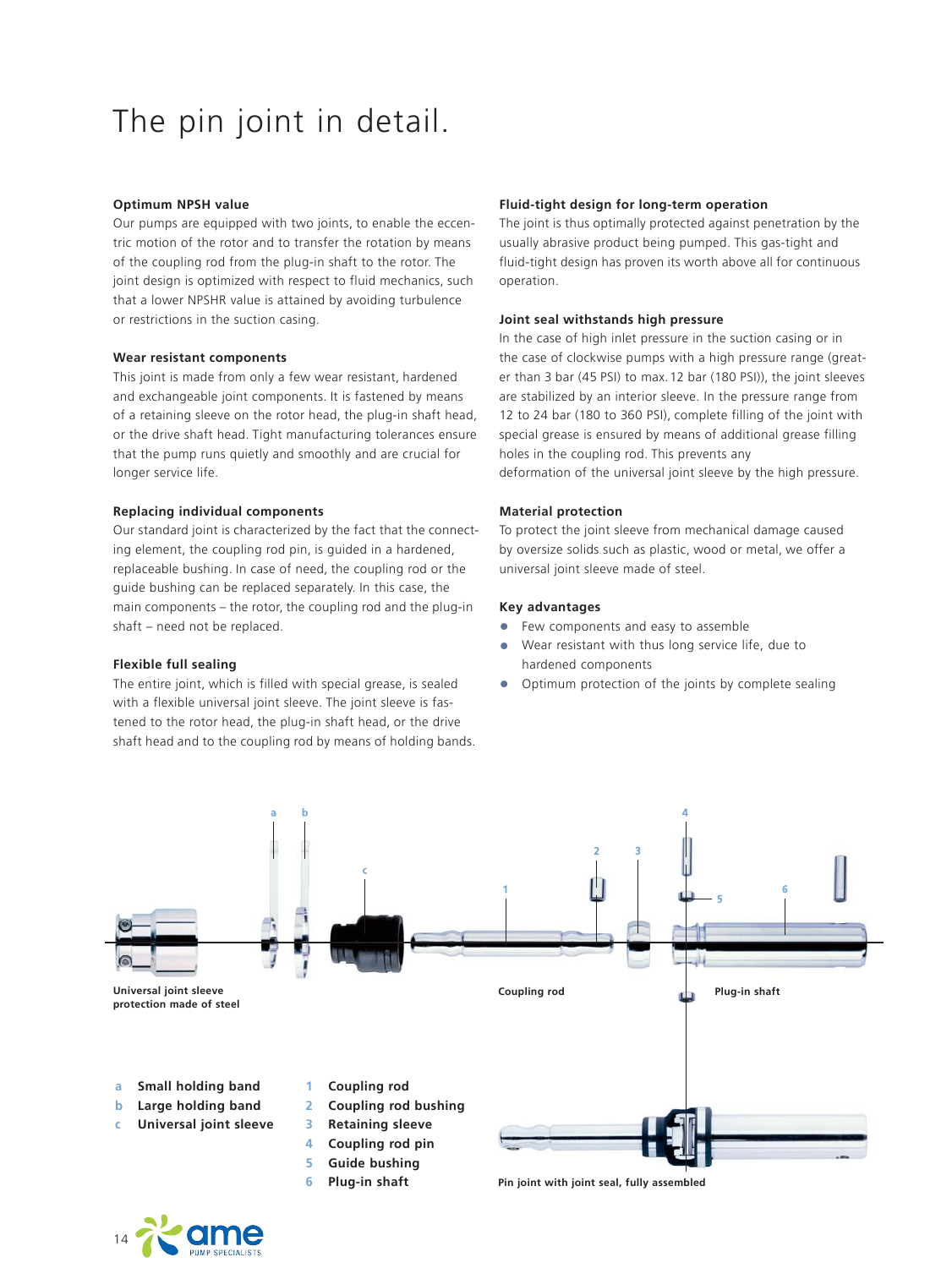# The pin joint in detail.

### Optimum NPSH value

Our pumps are equipped with two joints, to enable the eccentric motion of the rotor and to transfer the rotation by means of the coupling rod from the plug-in shaft to the rotor. The joint design is optimized with respect to fluid mechanics, such that a lower NPSHR value is attained by avoiding turbulence or restrictions in the suction casing.

### Wear resistant components

This joint is made from only a few wear resistant, hardened and exchangeable joint components. It is fastened by means of a retaining sleeve on the rotor head, the plug-in shaft head, or the drive shaft head. Tight manufacturing tolerances ensure that the pump runs quietly and smoothly and are crucial for longer service life.

### Replacing individual components

Our standard joint is characterized by the fact that the connecting element, the coupling rod pin, is guided in a hardened, replaceable bushing. In case of need, the coupling rod or the guide bushing can be replaced separately. In this case, the main components – the rotor, the coupling rod and the plug-in shaft – need not be replaced.

### Flexible full sealing

The entire joint, which is filled with special grease, is sealed with a flexible universal joint sleeve. The joint sleeve is fastened to the rotor head, the plug-in shaft head, or the drive shaft head and to the coupling rod by means of holding bands.

### Fluid-tight design for long-term operation

The joint is thus optimally protected against penetration by the usually abrasive product being pumped. This gas-tight and fluid-tight design has proven its worth above all for continuous operation.

### Joint seal withstands high pressure

In the case of high inlet pressure in the suction casing or in the case of clockwise pumps with a high pressure range (greater than 3 bar (45 PSI) to max. 12 bar (180 PSI)), the joint sleeves are stabilized by an interior sleeve. In the pressure range from 12 to 24 bar (180 to 360 PSI), complete filling of the joint with special grease is ensured by means of additional grease filling holes in the coupling rod. This prevents any deformation of the universal joint sleeve by the high pressure.

### Material protection

To protect the joint sleeve from mechanical damage caused by oversize solids such as plastic, wood or metal, we offer a universal joint sleeve made of steel.

### Key advantages

- Few components and easy to assemble
- Wear resistant with thus long service life, due to hardened components
- Optimum protection of the joints by complete sealing

Universal joint sleeve protection made of steel

Coupling rod

Plug-in shaft

- a Small holding band
- b Large holding band
- c Universal joint sleeve

1. Coupling rod
2. Coupling rod bushing
3. Retaining sleeve
4. Coupling rod pin
5. Guide bushing
6. Plug-in shaft

Pin joint with joint seal, fully assembled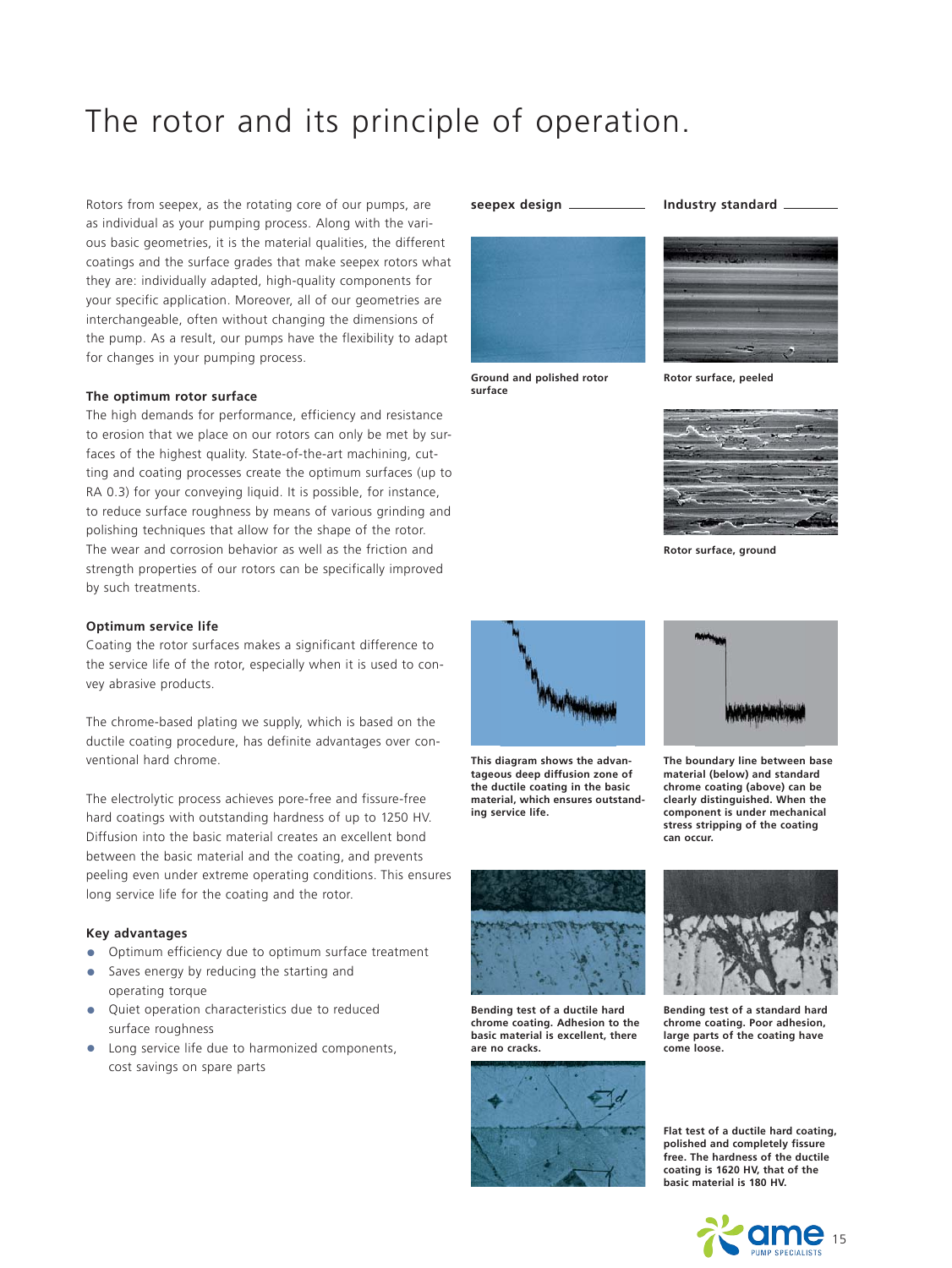# The rotor and its principle of operation.

Rotors from seepex, as the rotating core of our pumps, are as individual as your pumping process. Along with the various basic geometries, it is the material qualities, the different coatings and the surface grades that make seepex rotors what they are: individually adapted, high-quality components for your specific application. Moreover, all of our geometries are interchangeable, often without changing the dimensions of the pump. As a result, our pumps have the flexibility to adapt for changes in your pumping process.

### The optimum rotor surface

The high demands for performance, efficiency and resistance to erosion that we place on our rotors can only be met by surfaces of the highest quality. State-of-the-art machining, cutting and coating processes create the optimum surfaces (up to RA 0.3) for your conveying liquid. It is possible, for instance, to reduce surface roughness by means of various grinding and polishing techniques that allow for the shape of the rotor. The wear and corrosion behavior as well as the friction and strength properties of our rotors can be specifically improved by such treatments.

### Optimum service life

Coating the rotor surfaces makes a significant difference to the service life of the rotor, especially when it is used to convey abrasive products.

The chrome-based plating we supply, which is based on the ductile coating procedure, has definite advantages over conventional hard chrome.

The electrolytic process achieves pore-free and fissure-free hard coatings with outstanding hardness of up to 1250 HV. Diffusion into the basic material creates an excellent bond between the basic material and the coating, and prevents peeling even under extreme operating conditions. This ensures long service life for the coating and the rotor.

### Key advantages

- Optimum efficiency due to optimum surface treatment
- Saves energy by reducing the starting and operating torque
- Quiet operation characteristics due to reduced surface roughness
- Long service life due to harmonized components, cost savings on spare parts

**seepex design**

**Ground and polished rotor surface**

**Industry standard**

**Rotor surface, peeled**

**Rotor surface, ground**

**This diagram shows the advantageous deep diffusion zone of the ductile coating in the basic material, which ensures outstanding service life.**

**The boundary line between base material (below) and standard chrome coating (above) can be clearly distinguished. When the component is under mechanical stress stripping of the coating can occur.**

**Bending test of a ductile hard chrome coating. Adhesion to the basic material is excellent, there are no cracks.**

**Bending test of a standard hard chrome coating. Poor adhesion, large parts of the coating have come loose.**

**Flat test of a ductile hard coating, polished and completely fissure free. The hardness of the ductile coating is 1620 HV, that of the basic material is 180 HV.**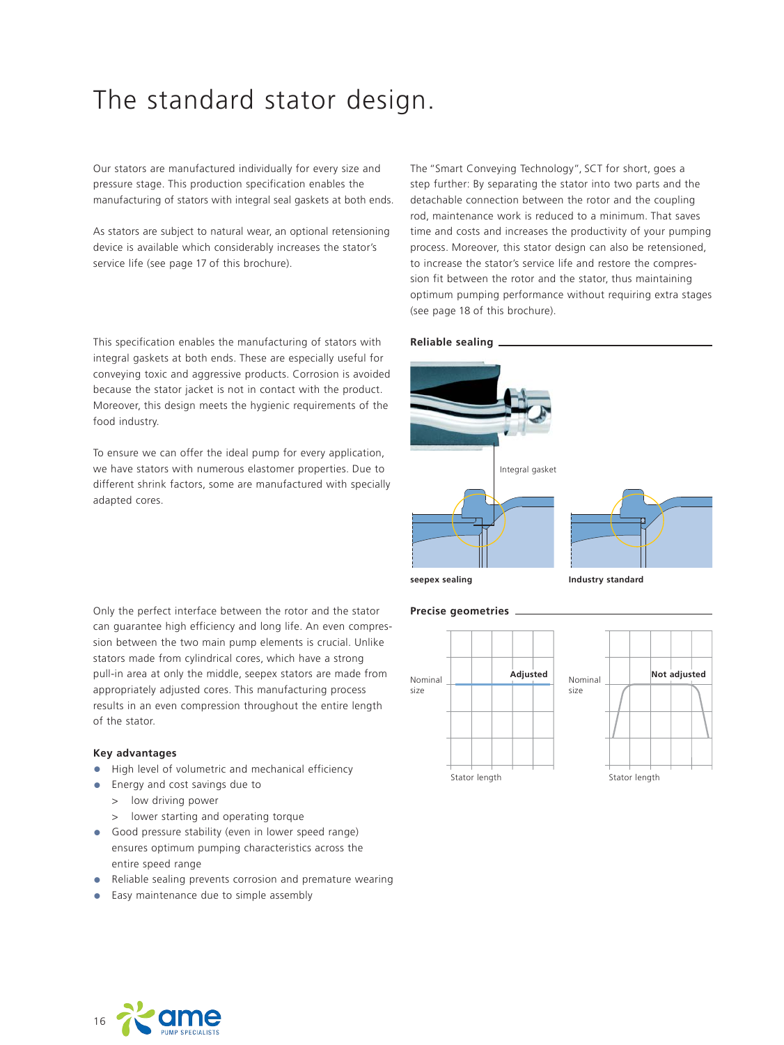# The standard stator design.

Our stators are manufactured individually for every size and pressure stage. This production specification enables the manufacturing of stators with integral seal gaskets at both ends.

As stators are subject to natural wear, an optional retensioning device is available which considerably increases the stator's service life (see page 17 of this brochure).

The "Smart Conveying Technology", SCT for short, goes a step further: By separating the stator into two parts and the detachable connection between the rotor and the coupling rod, maintenance work is reduced to a minimum. That saves time and costs and increases the productivity of your pumping process. Moreover, this stator design can also be retensioned, to increase the stator's service life and restore the compression fit between the rotor and the stator, thus maintaining optimum pumping performance without requiring extra stages (see page 18 of this brochure).

This specification enables the manufacturing of stators with integral gaskets at both ends. These are especially useful for conveying toxic and aggressive products. Corrosion is avoided because the stator jacket is not in contact with the product. Moreover, this design meets the hygienic requirements of the food industry.

To ensure we can offer the ideal pump for every application, we have stators with numerous elastomer properties. Due to different shrink factors, some are manufactured with specially adapted cores.

**Reliable sealing**

Integral gasket

**seepex sealing** **Industry standard**

Only the perfect interface between the rotor and the stator can guarantee high efficiency and long life. An even compression between the two main pump elements is crucial. Unlike stators made from cylindrical cores, which have a strong pull-in area at only the middle, seepex stators are made from appropriately adjusted cores. This manufacturing process results in an even compression throughout the entire length of the stator.

**Precise geometries**

Nominal size — **Adjusted** — Stator length

Nominal size — **Not adjusted** — Stator length

**Key advantages**

- High level of volumetric and mechanical efficiency
- Energy and cost savings due to
  - > low driving power
  - > lower starting and operating torque
- Good pressure stability (even in lower speed range) ensures optimum pumping characteristics across the entire speed range
- Reliable sealing prevents corrosion and premature wearing
- Easy maintenance due to simple assembly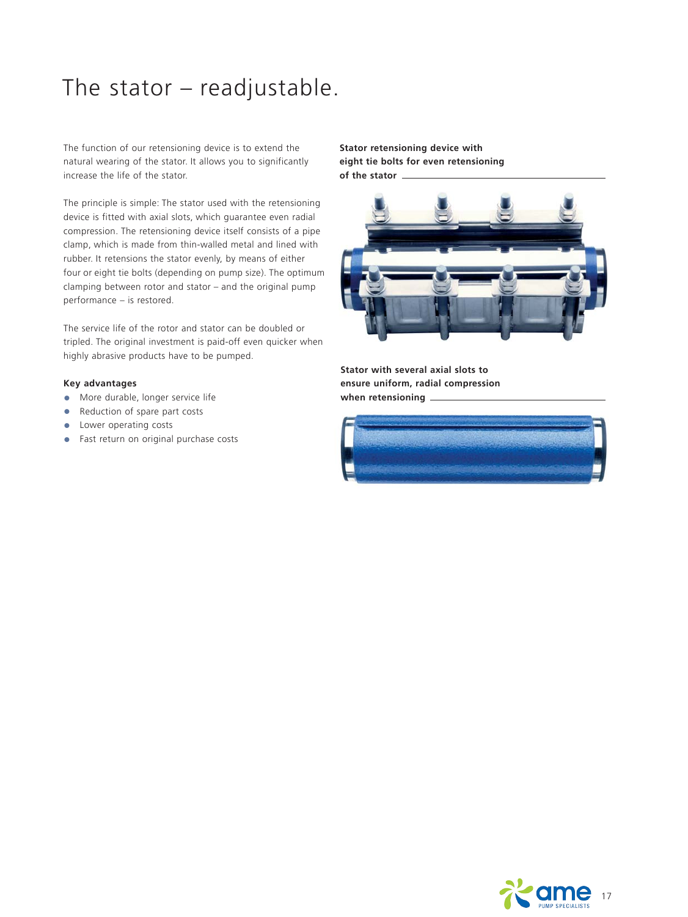# The stator – readjustable.

The function of our retensioning device is to extend the natural wearing of the stator. It allows you to significantly increase the life of the stator.

The principle is simple: The stator used with the retensioning device is fitted with axial slots, which guarantee even radial compression. The retensioning device itself consists of a pipe clamp, which is made from thin-walled metal and lined with rubber. It retensions the stator evenly, by means of either four or eight tie bolts (depending on pump size). The optimum clamping between rotor and stator – and the original pump performance – is restored.

The service life of the rotor and stator can be doubled or tripled. The original investment is paid-off even quicker when highly abrasive products have to be pumped.

**Key advantages**

- More durable, longer service life
- Reduction of spare part costs
- Lower operating costs
- Fast return on original purchase costs

**Stator retensioning device with eight tie bolts for even retensioning of the stator**

**Stator with several axial slots to ensure uniform, radial compression when retensioning**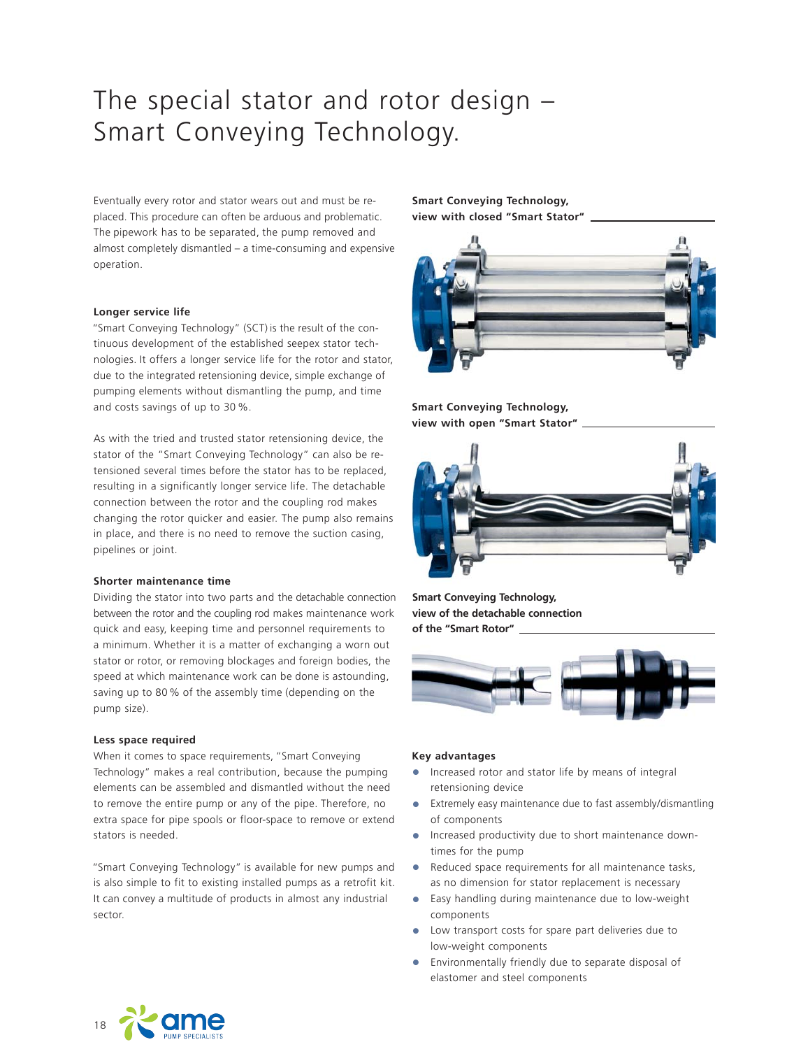# The special stator and rotor design – Smart Conveying Technology.

Eventually every rotor and stator wears out and must be replaced. This procedure can often be arduous and problematic. The pipework has to be separated, the pump removed and almost completely dismantled – a time-consuming and expensive operation.

### Longer service life

"Smart Conveying Technology" (SCT) is the result of the continuous development of the established seepex stator technologies. It offers a longer service life for the rotor and stator, due to the integrated retensioning device, simple exchange of pumping elements without dismantling the pump, and time and costs savings of up to 30 %.

As with the tried and trusted stator retensioning device, the stator of the "Smart Conveying Technology" can also be retensioned several times before the stator has to be replaced, resulting in a significantly longer service life. The detachable connection between the rotor and the coupling rod makes changing the rotor quicker and easier. The pump also remains in place, and there is no need to remove the suction casing, pipelines or joint.

### Shorter maintenance time

Dividing the stator into two parts and the detachable connection between the rotor and the coupling rod makes maintenance work quick and easy, keeping time and personnel requirements to a minimum. Whether it is a matter of exchanging a worn out stator or rotor, or removing blockages and foreign bodies, the speed at which maintenance work can be done is astounding, saving up to 80 % of the assembly time (depending on the pump size).

### Less space required

When it comes to space requirements, "Smart Conveying Technology" makes a real contribution, because the pumping elements can be assembled and dismantled without the need to remove the entire pump or any of the pipe. Therefore, no extra space for pipe spools or floor-space to remove or extend stators is needed.

"Smart Conveying Technology" is available for new pumps and is also simple to fit to existing installed pumps as a retrofit kit. It can convey a multitude of products in almost any industrial sector.

**Smart Conveying Technology, view with closed "Smart Stator"**

**Smart Conveying Technology, view with open "Smart Stator"**

**Smart Conveying Technology, view of the detachable connection of the "Smart Rotor"**

### Key advantages

- Increased rotor and stator life by means of integral retensioning device
- Extremely easy maintenance due to fast assembly/dismantling of components
- Increased productivity due to short maintenance downtimes for the pump
- Reduced space requirements for all maintenance tasks, as no dimension for stator replacement is necessary
- Easy handling during maintenance due to low-weight components
- Low transport costs for spare part deliveries due to low-weight components
- Environmentally friendly due to separate disposal of elastomer and steel components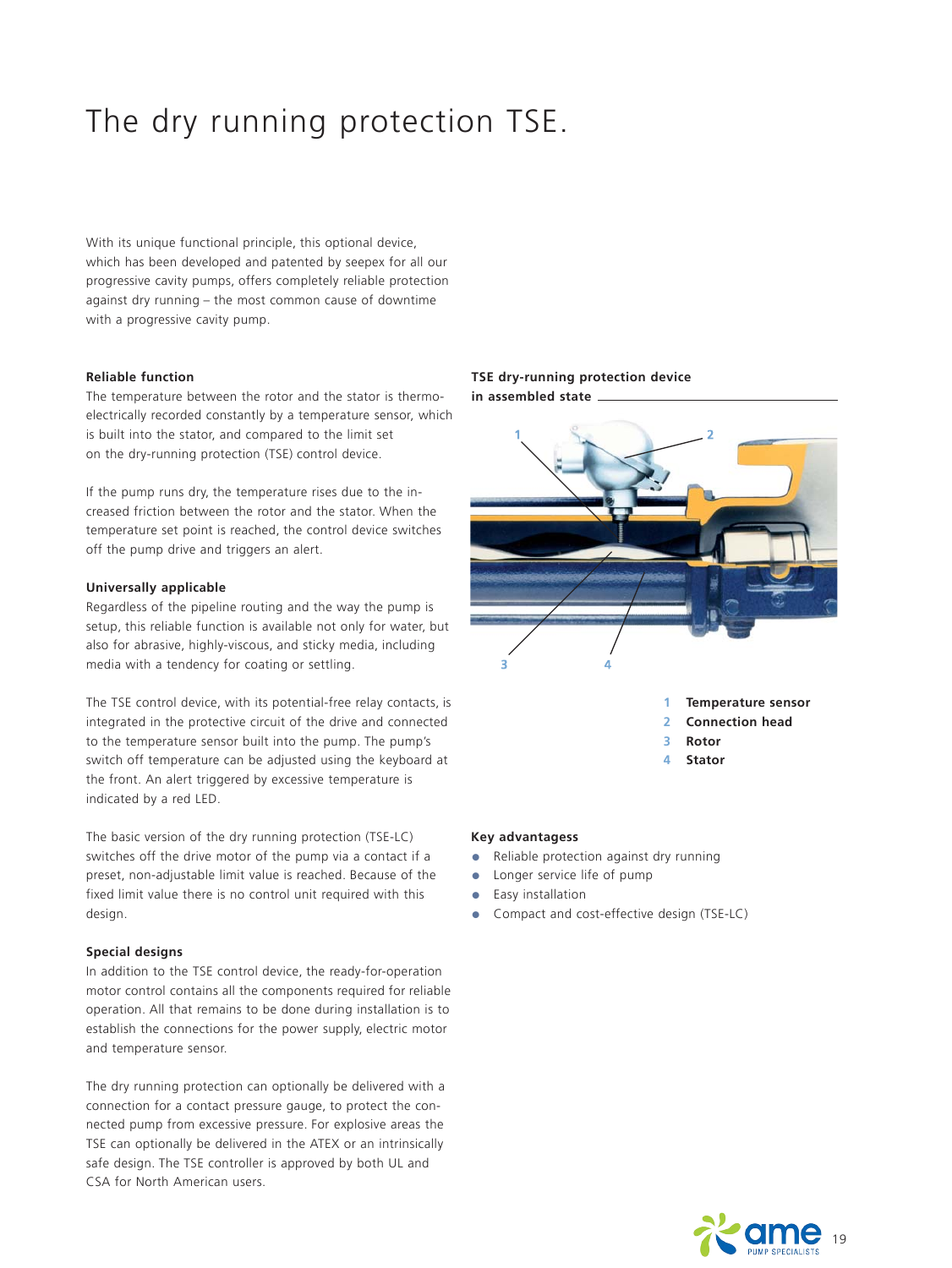# The dry running protection TSE.

With its unique functional principle, this optional device, which has been developed and patented by seepex for all our progressive cavity pumps, offers completely reliable protection against dry running – the most common cause of downtime with a progressive cavity pump.

**Reliable function**

The temperature between the rotor and the stator is thermo-electrically recorded constantly by a temperature sensor, which is built into the stator, and compared to the limit set on the dry-running protection (TSE) control device.

If the pump runs dry, the temperature rises due to the increased friction between the rotor and the stator. When the temperature set point is reached, the control device switches off the pump drive and triggers an alert.

**Universally applicable**

Regardless of the pipeline routing and the way the pump is setup, this reliable function is available not only for water, but also for abrasive, highly-viscous, and sticky media, including media with a tendency for coating or settling.

The TSE control device, with its potential-free relay contacts, is integrated in the protective circuit of the drive and connected to the temperature sensor built into the pump. The pump's switch off temperature can be adjusted using the keyboard at the front. An alert triggered by excessive temperature is indicated by a red LED.

The basic version of the dry running protection (TSE-LC) switches off the drive motor of the pump via a contact if a preset, non-adjustable limit value is reached. Because of the fixed limit value there is no control unit required with this design.

**Special designs**

In addition to the TSE control device, the ready-for-operation motor control contains all the components required for reliable operation. All that remains to be done during installation is to establish the connections for the power supply, electric motor and temperature sensor.

The dry running protection can optionally be delivered with a connection for a contact pressure gauge, to protect the connected pump from excessive pressure. For explosive areas the TSE can optionally be delivered in the ATEX or an intrinsically safe design. The TSE controller is approved by both UL and CSA for North American users.

**TSE dry-running protection device in assembled state**

1 **Temperature sensor**
2 **Connection head**
3 **Rotor**
4 **Stator**

**Key advantagess**

- Reliable protection against dry running
- Longer service life of pump
- Easy installation
- Compact and cost-effective design (TSE-LC)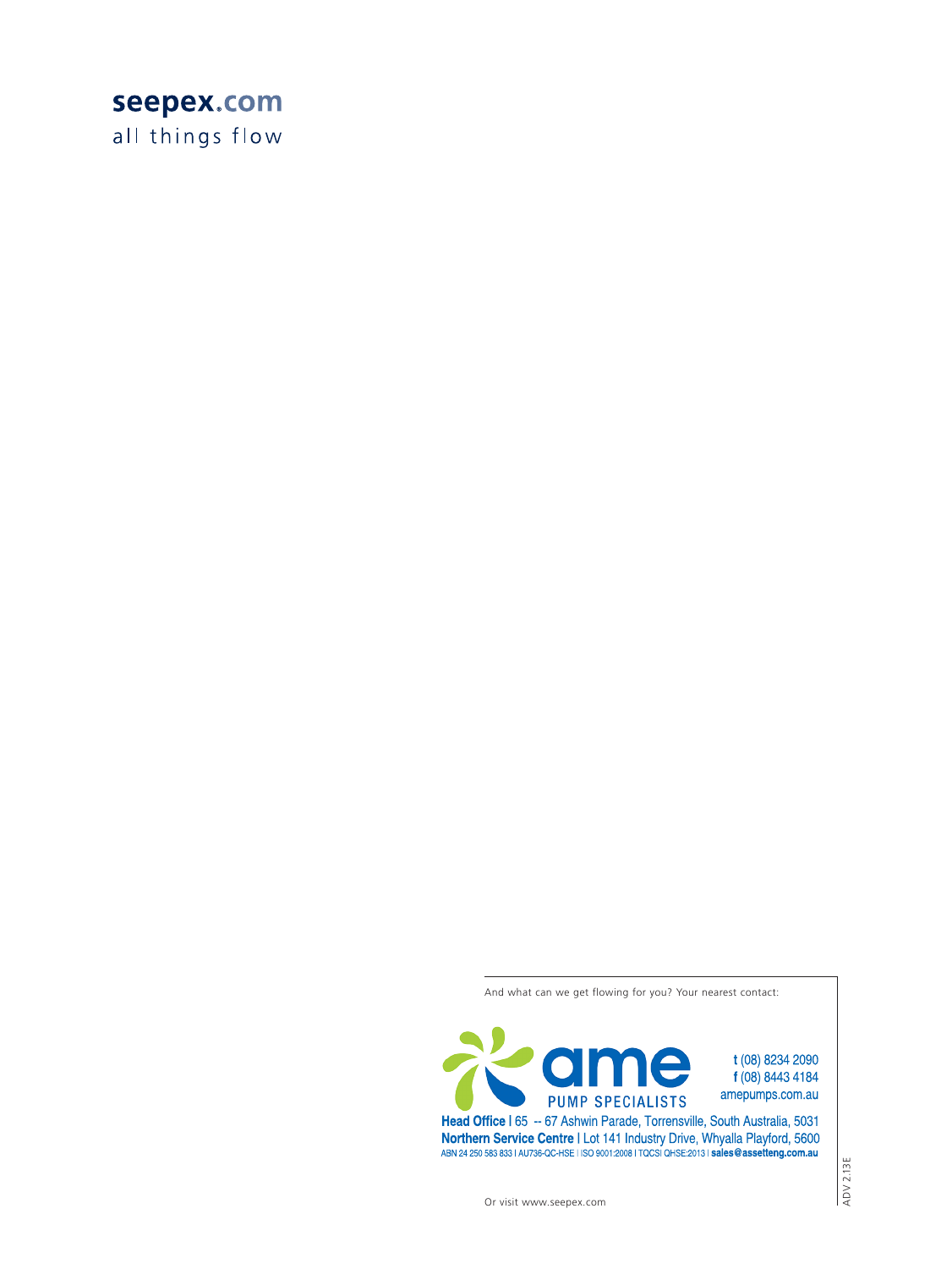**seepex.com**

all things flow

And what can we get flowing for you? Your nearest contact:

ame

PUMP SPECIALISTS

**t** (08) 8234 2090
**f** (08) 8443 4184
amepumps.com.au

**Head Office** I 65 -- 67 Ashwin Parade, Torrensville, South Australia, 5031
**Northern Service Centre** I Lot 141 Industry Drive, Whyalla Playford, 5600
ABN 24 250 583 833 I AU736-QC-HSE I ISO 9001:2008 I TQCSI QHSE:2013 I **sales@assetteng.com.au**

Or visit www.seepex.com

ADV 2.13E